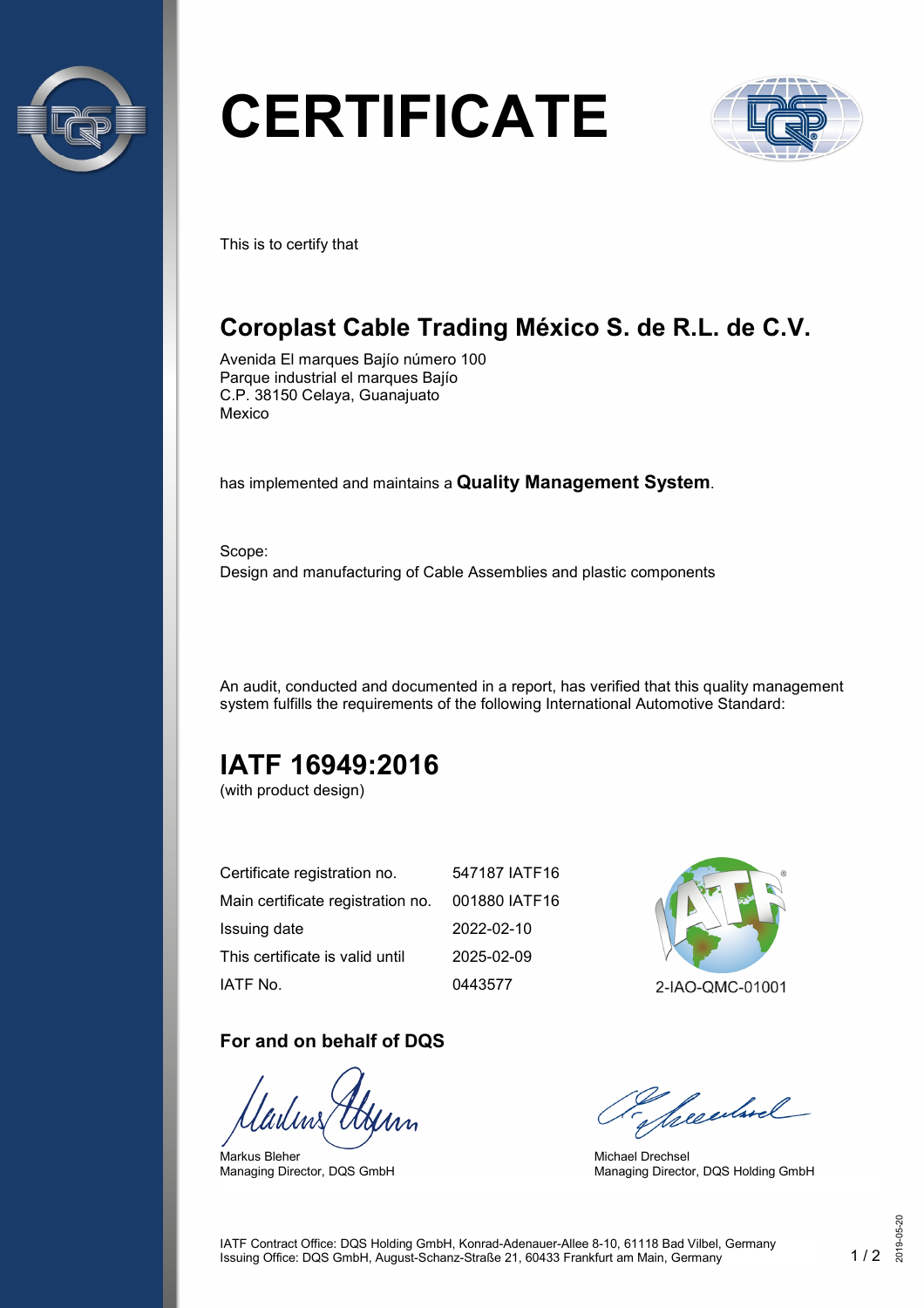# CERTIFICATE

This is to certify that

## Coroplast Cable Trading México S. de R.L. de C.V.

Avenida El marques Bajío número 100
Parque industrial el marques Bajío
C.P. 38150 Celaya, Guanajuato
Mexico

has implemented and maintains a **Quality Management System**.

Scope:
Design and manufacturing of Cable Assemblies and plastic components

An audit, conducted and documented in a report, has verified that this quality management system fulfills the requirements of the following International Automotive Standard:

## IATF 16949:2016

(with product design)

| | |
|---|---|
| Certificate registration no. | 547187 IATF16 |
| Main certificate registration no. | 001880 IATF16 |
| Issuing date | 2022-02-10 |
| This certificate is valid until | 2025-02-09 |
| IATF No. | 0443577 |

2-IAO-QMC-01001

### For and on behalf of DQS

Markus Bleher
Managing Director, DQS GmbH

Michael Drechsel
Managing Director, DQS Holding GmbH

IATF Contract Office: DQS Holding GmbH, Konrad-Adenauer-Allee 8-10, 61118 Bad Vilbel, Germany
Issuing Office: DQS GmbH, August-Schanz-Straße 21, 60433 Frankfurt am Main, Germany

2019-05-20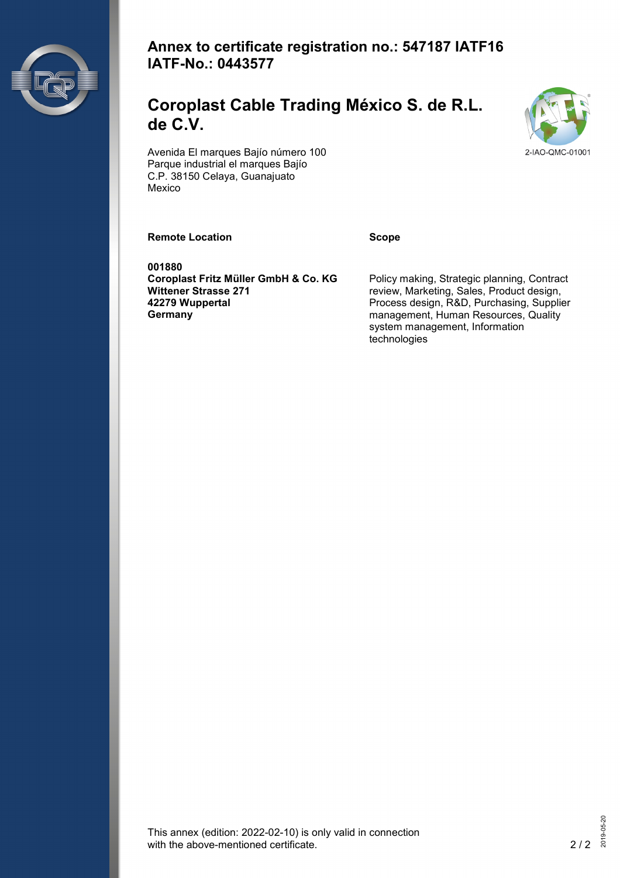## Annex to certificate registration no.: 547187 IATF16
## IATF-No.: 0443577

# Coroplast Cable Trading México S. de R.L. de C.V.

2-IAO-QMC-01001

Avenida El marques Bajío número 100
Parque industrial el marques Bajío
C.P. 38150 Celaya, Guanajuato
Mexico

| Remote Location | Scope |
|---|---|
| **001880**<br>**Coroplast Fritz Müller GmbH & Co. KG**<br>**Wittener Strasse 271**<br>**42279 Wuppertal**<br>**Germany** | Policy making, Strategic planning, Contract review, Marketing, Sales, Product design, Process design, R&D, Purchasing, Supplier management, Human Resources, Quality system management, Information technologies |

This annex (edition: 2022-02-10) is only valid in connection with the above-mentioned certificate.

2019-05-20